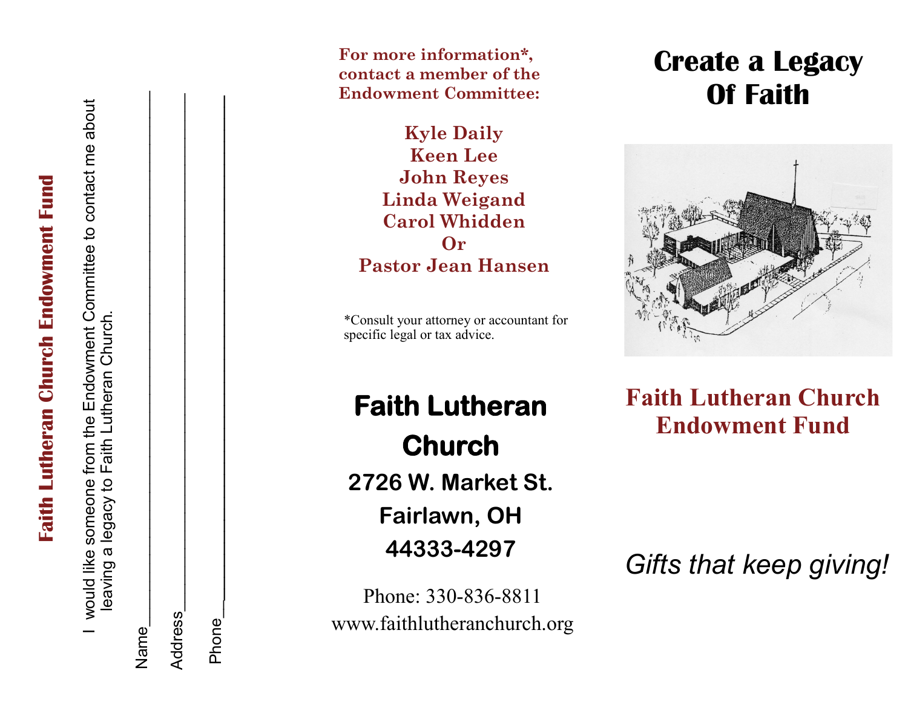## Faith Lutheran Church Endowment Fund

I would like someone from the Endowment Committee to contact me about leaving a legacy to Faith Lutheran Church.

Name______________________________

Address____________________________

Phone_____________________________

**For more information*, contact a member of the Endowment Committee:**

**Kyle Daily**
**Keen Lee**
**John Reyes**
**Linda Weigand**
**Carol Whidden**
**Or**
**Pastor Jean Hansen**

*Consult your attorney or accountant for specific legal or tax advice.

## Faith Lutheran Church

**2726 W. Market St.**
**Fairlawn, OH**
**44333-4297**

Phone: 330-836-8811
www.faithlutheranchurch.org

# Create a Legacy Of Faith

## Faith Lutheran Church Endowment Fund

*Gifts that keep giving!*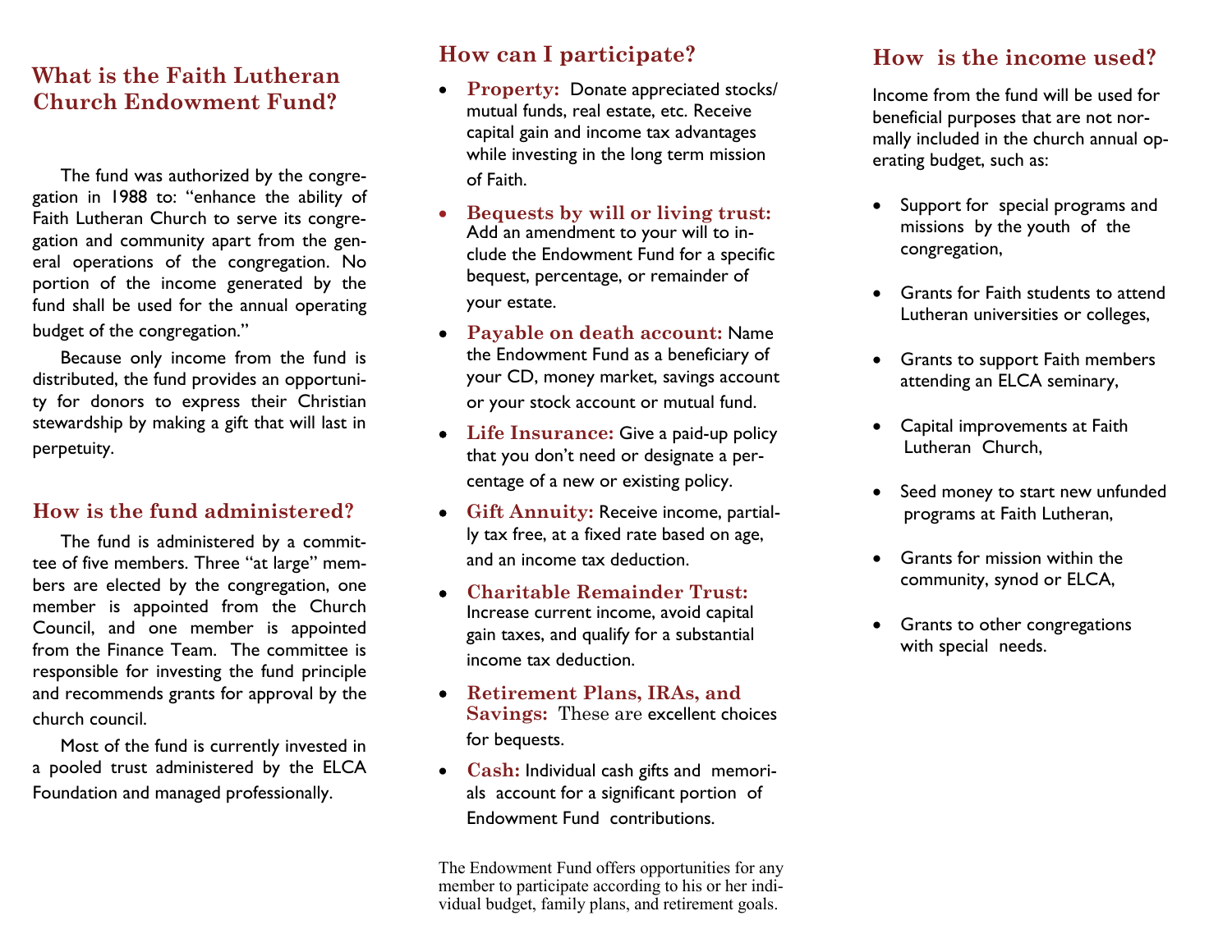## What is the Faith Lutheran Church Endowment Fund?

The fund was authorized by the congregation in 1988 to: "enhance the ability of Faith Lutheran Church to serve its congregation and community apart from the general operations of the congregation. No portion of the income generated by the fund shall be used for the annual operating budget of the congregation."

Because only income from the fund is distributed, the fund provides an opportunity for donors to express their Christian stewardship by making a gift that will last in perpetuity.

## How is the fund administered?

The fund is administered by a committee of five members. Three "at large" members are elected by the congregation, one member is appointed from the Church Council, and one member is appointed from the Finance Team. The committee is responsible for investing the fund principle and recommends grants for approval by the church council.

Most of the fund is currently invested in a pooled trust administered by the ELCA Foundation and managed professionally.

## How can I participate?

- **Property:** Donate appreciated stocks/ mutual funds, real estate, etc. Receive capital gain and income tax advantages while investing in the long term mission of Faith.
- **Bequests by will or living trust:** Add an amendment to your will to include the Endowment Fund for a specific bequest, percentage, or remainder of your estate.
- **Payable on death account:** Name the Endowment Fund as a beneficiary of your CD, money market, savings account or your stock account or mutual fund.
- **Life Insurance:** Give a paid-up policy that you don't need or designate a percentage of a new or existing policy.
- **Gift Annuity:** Receive income, partially tax free, at a fixed rate based on age, and an income tax deduction.
- **Charitable Remainder Trust:** Increase current income, avoid capital gain taxes, and qualify for a substantial income tax deduction.
- **Retirement Plans, IRAs, and Savings:** These are excellent choices for bequests.
- **Cash:** Individual cash gifts and memorials account for a significant portion of Endowment Fund contributions.

The Endowment Fund offers opportunities for any member to participate according to his or her individual budget, family plans, and retirement goals.

## How is the income used?

Income from the fund will be used for beneficial purposes that are not normally included in the church annual operating budget, such as:

- Support for special programs and missions by the youth of the congregation,
- Grants for Faith students to attend Lutheran universities or colleges,
- Grants to support Faith members attending an ELCA seminary,
- Capital improvements at Faith Lutheran Church,
- Seed money to start new unfunded programs at Faith Lutheran,
- Grants for mission within the community, synod or ELCA,
- Grants to other congregations with special needs.